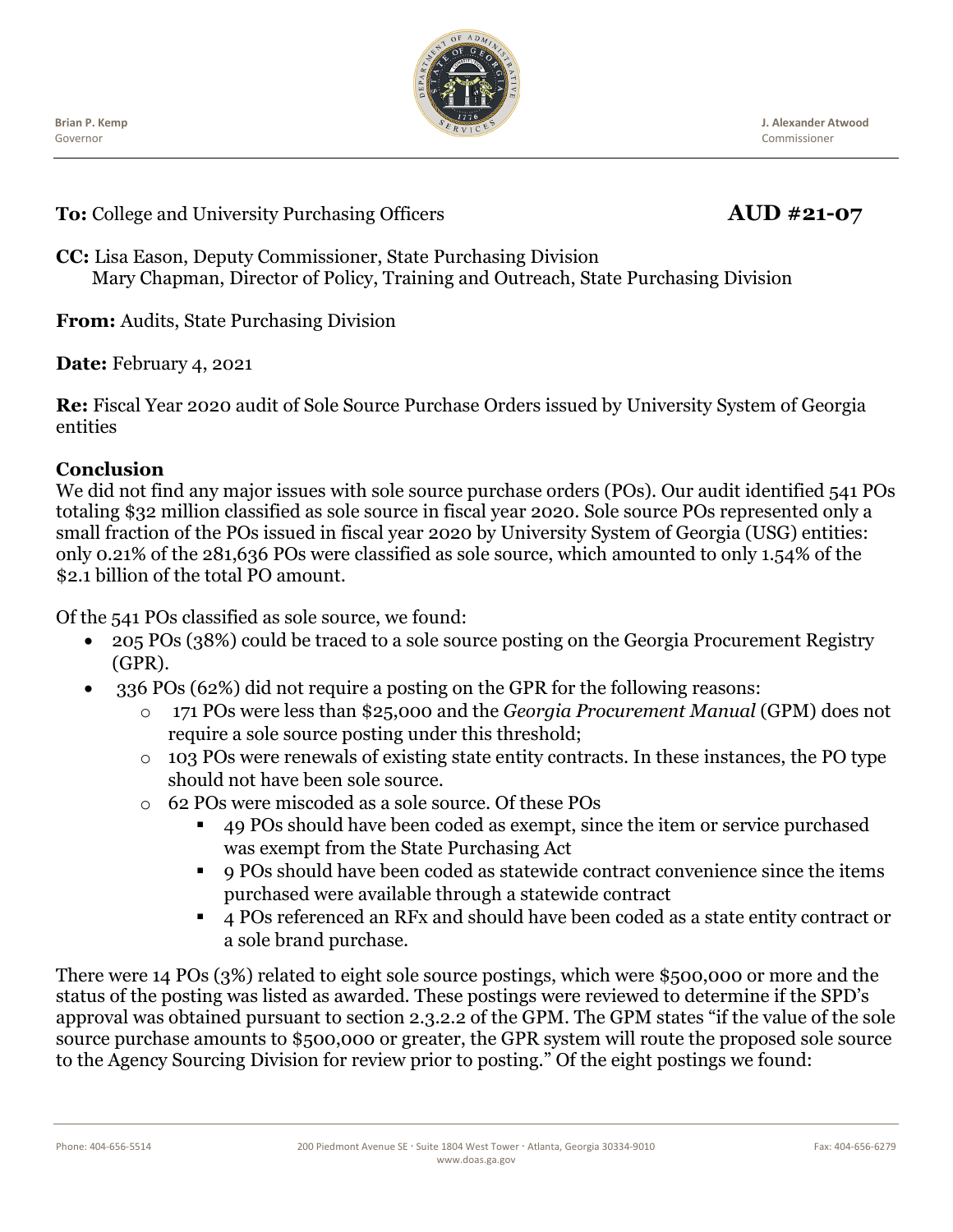Brian P. Kemp
Governor

J. Alexander Atwood
Commissioner

**To:** College and University Purchasing Officers **AUD #21-07**

**CC:** Lisa Eason, Deputy Commissioner, State Purchasing Division
Mary Chapman, Director of Policy, Training and Outreach, State Purchasing Division

**From:** Audits, State Purchasing Division

**Date:** February 4, 2021

**Re:** Fiscal Year 2020 audit of Sole Source Purchase Orders issued by University System of Georgia entities

## Conclusion

We did not find any major issues with sole source purchase orders (POs). Our audit identified 541 POs totaling $32 million classified as sole source in fiscal year 2020. Sole source POs represented only a small fraction of the POs issued in fiscal year 2020 by University System of Georgia (USG) entities: only 0.21% of the 281,636 POs were classified as sole source, which amounted to only 1.54% of the $2.1 billion of the total PO amount.

Of the 541 POs classified as sole source, we found:

- 205 POs (38%) could be traced to a sole source posting on the Georgia Procurement Registry (GPR).
- 336 POs (62%) did not require a posting on the GPR for the following reasons:
  - 171 POs were less than $25,000 and the *Georgia Procurement Manual* (GPM) does not require a sole source posting under this threshold;
  - 103 POs were renewals of existing state entity contracts. In these instances, the PO type should not have been sole source.
  - 62 POs were miscoded as a sole source. Of these POs
    - 49 POs should have been coded as exempt, since the item or service purchased was exempt from the State Purchasing Act
    - 9 POs should have been coded as statewide contract convenience since the items purchased were available through a statewide contract
    - 4 POs referenced an RFx and should have been coded as a state entity contract or a sole brand purchase.

There were 14 POs (3%) related to eight sole source postings, which were $500,000 or more and the status of the posting was listed as awarded. These postings were reviewed to determine if the SPD's approval was obtained pursuant to section 2.3.2.2 of the GPM. The GPM states "if the value of the sole source purchase amounts to $500,000 or greater, the GPR system will route the proposed sole source to the Agency Sourcing Division for review prior to posting." Of the eight postings we found: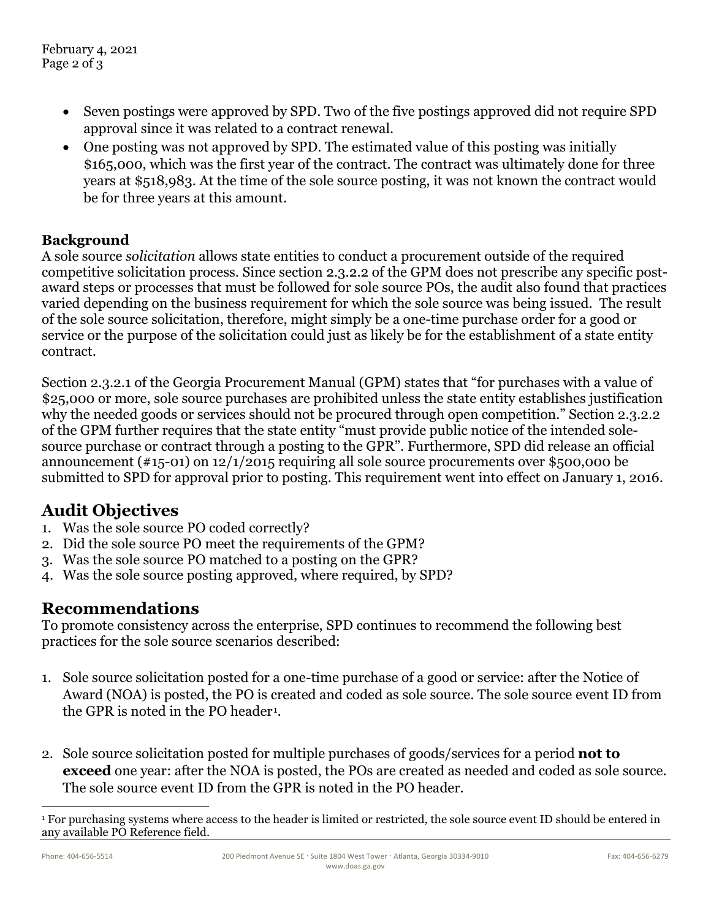- Seven postings were approved by SPD. Two of the five postings approved did not require SPD approval since it was related to a contract renewal.
- One posting was not approved by SPD. The estimated value of this posting was initially $165,000, which was the first year of the contract. The contract was ultimately done for three years at $518,983. At the time of the sole source posting, it was not known the contract would be for three years at this amount.

**Background**

A sole source *solicitation* allows state entities to conduct a procurement outside of the required competitive solicitation process. Since section 2.3.2.2 of the GPM does not prescribe any specific post-award steps or processes that must be followed for sole source POs, the audit also found that practices varied depending on the business requirement for which the sole source was being issued. The result of the sole source solicitation, therefore, might simply be a one-time purchase order for a good or service or the purpose of the solicitation could just as likely be for the establishment of a state entity contract.

Section 2.3.2.1 of the Georgia Procurement Manual (GPM) states that "for purchases with a value of $25,000 or more, sole source purchases are prohibited unless the state entity establishes justification why the needed goods or services should not be procured through open competition." Section 2.3.2.2 of the GPM further requires that the state entity "must provide public notice of the intended sole-source purchase or contract through a posting to the GPR". Furthermore, SPD did release an official announcement (#15-01) on 12/1/2015 requiring all sole source procurements over $500,000 be submitted to SPD for approval prior to posting. This requirement went into effect on January 1, 2016.

## Audit Objectives

1. Was the sole source PO coded correctly?
2. Did the sole source PO meet the requirements of the GPM?
3. Was the sole source PO matched to a posting on the GPR?
4. Was the sole source posting approved, where required, by SPD?

## Recommendations

To promote consistency across the enterprise, SPD continues to recommend the following best practices for the sole source scenarios described:

1. Sole source solicitation posted for a one-time purchase of a good or service: after the Notice of Award (NOA) is posted, the PO is created and coded as sole source. The sole source event ID from the GPR is noted in the PO header[1].

2. Sole source solicitation posted for multiple purchases of goods/services for a period **not to exceed** one year: after the NOA is posted, the POs are created as needed and coded as sole source. The sole source event ID from the GPR is noted in the PO header.

[1] For purchasing systems where access to the header is limited or restricted, the sole source event ID should be entered in any available PO Reference field.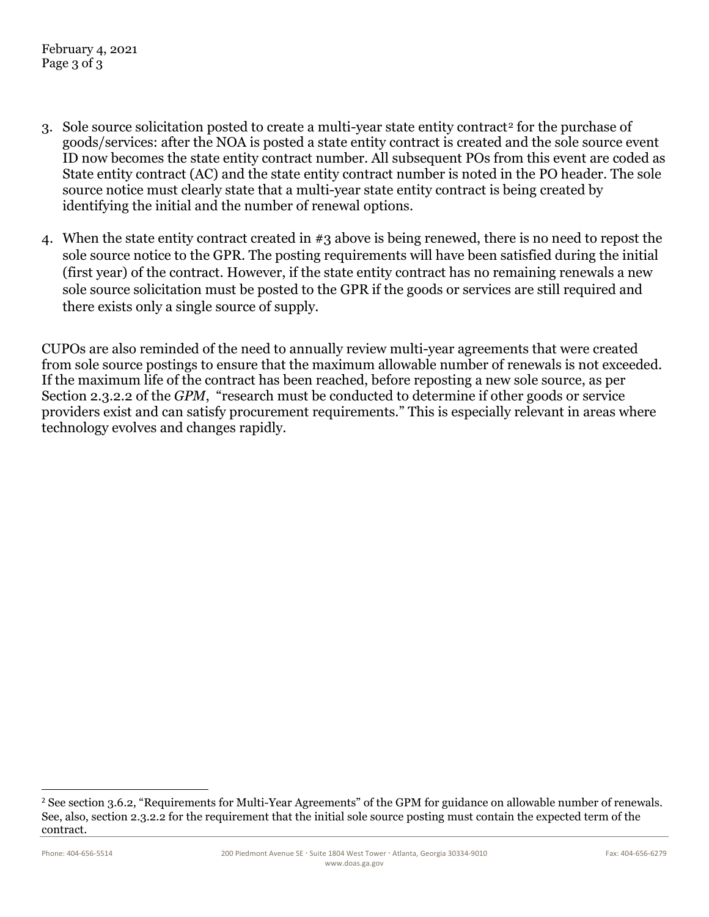3. Sole source solicitation posted to create a multi-year state entity contract[2] for the purchase of goods/services: after the NOA is posted a state entity contract is created and the sole source event ID now becomes the state entity contract number. All subsequent POs from this event are coded as State entity contract (AC) and the state entity contract number is noted in the PO header. The sole source notice must clearly state that a multi-year state entity contract is being created by identifying the initial and the number of renewal options.

4. When the state entity contract created in #3 above is being renewed, there is no need to repost the sole source notice to the GPR. The posting requirements will have been satisfied during the initial (first year) of the contract. However, if the state entity contract has no remaining renewals a new sole source solicitation must be posted to the GPR if the goods or services are still required and there exists only a single source of supply.

CUPOs are also reminded of the need to annually review multi-year agreements that were created from sole source postings to ensure that the maximum allowable number of renewals is not exceeded. If the maximum life of the contract has been reached, before reposting a new sole source, as per Section 2.3.2.2 of the *GPM*, "research must be conducted to determine if other goods or service providers exist and can satisfy procurement requirements." This is especially relevant in areas where technology evolves and changes rapidly.

---

[2] See section 3.6.2, "Requirements for Multi-Year Agreements" of the GPM for guidance on allowable number of renewals. See, also, section 2.3.2.2 for the requirement that the initial sole source posting must contain the expected term of the contract.